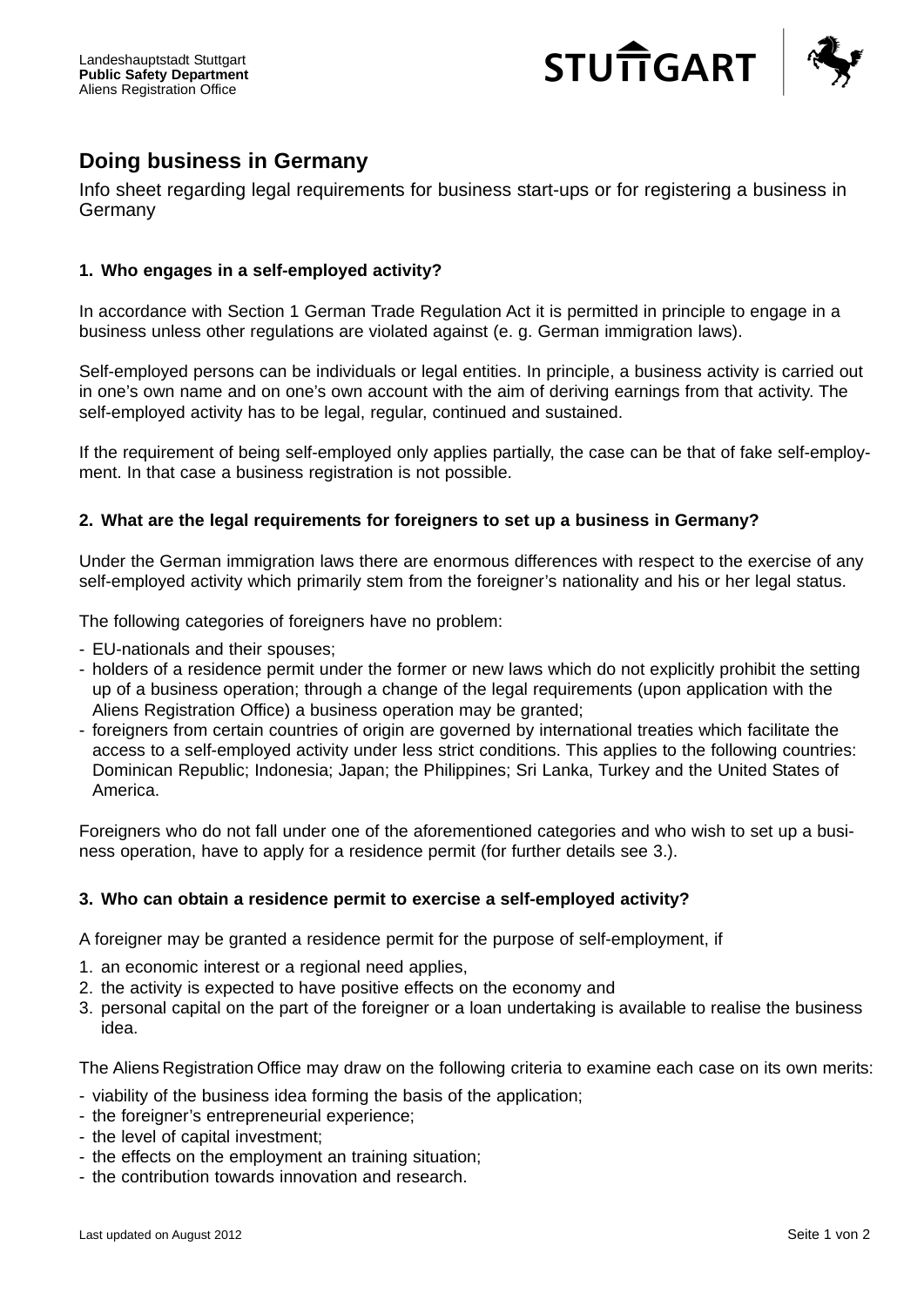Landeshauptstadt Stuttgart
**Public Safety Department**
Aliens Registration Office

# Doing business in Germany

Info sheet regarding legal requirements for business start-ups or for registering a business in Germany

### 1. Who engages in a self-employed activity?

In accordance with Section 1 German Trade Regulation Act it is permitted in principle to engage in a business unless other regulations are violated against (e. g. German immigration laws).

Self-employed persons can be individuals or legal entities. In principle, a business activity is carried out in one's own name and on one's own account with the aim of deriving earnings from that activity. The self-employed activity has to be legal, regular, continued and sustained.

If the requirement of being self-employed only applies partially, the case can be that of fake self-employment. In that case a business registration is not possible.

### 2. What are the legal requirements for foreigners to set up a business in Germany?

Under the German immigration laws there are enormous differences with respect to the exercise of any self-employed activity which primarily stem from the foreigner's nationality and his or her legal status.

The following categories of foreigners have no problem:

- EU-nationals and their spouses;
- holders of a residence permit under the former or new laws which do not explicitly prohibit the setting up of a business operation; through a change of the legal requirements (upon application with the Aliens Registration Office) a business operation may be granted;
- foreigners from certain countries of origin are governed by international treaties which facilitate the access to a self-employed activity under less strict conditions. This applies to the following countries: Dominican Republic; Indonesia; Japan; the Philippines; Sri Lanka, Turkey and the United States of America.

Foreigners who do not fall under one of the aforementioned categories and who wish to set up a business operation, have to apply for a residence permit (for further details see 3.).

### 3. Who can obtain a residence permit to exercise a self-employed activity?

A foreigner may be granted a residence permit for the purpose of self-employment, if

1. an economic interest or a regional need applies,
2. the activity is expected to have positive effects on the economy and
3. personal capital on the part of the foreigner or a loan undertaking is available to realise the business idea.

The Aliens Registration Office may draw on the following criteria to examine each case on its own merits:

- viability of the business idea forming the basis of the application;
- the foreigner's entrepreneurial experience;
- the level of capital investment;
- the effects on the employment an training situation;
- the contribution towards innovation and research.

Last updated on August 2012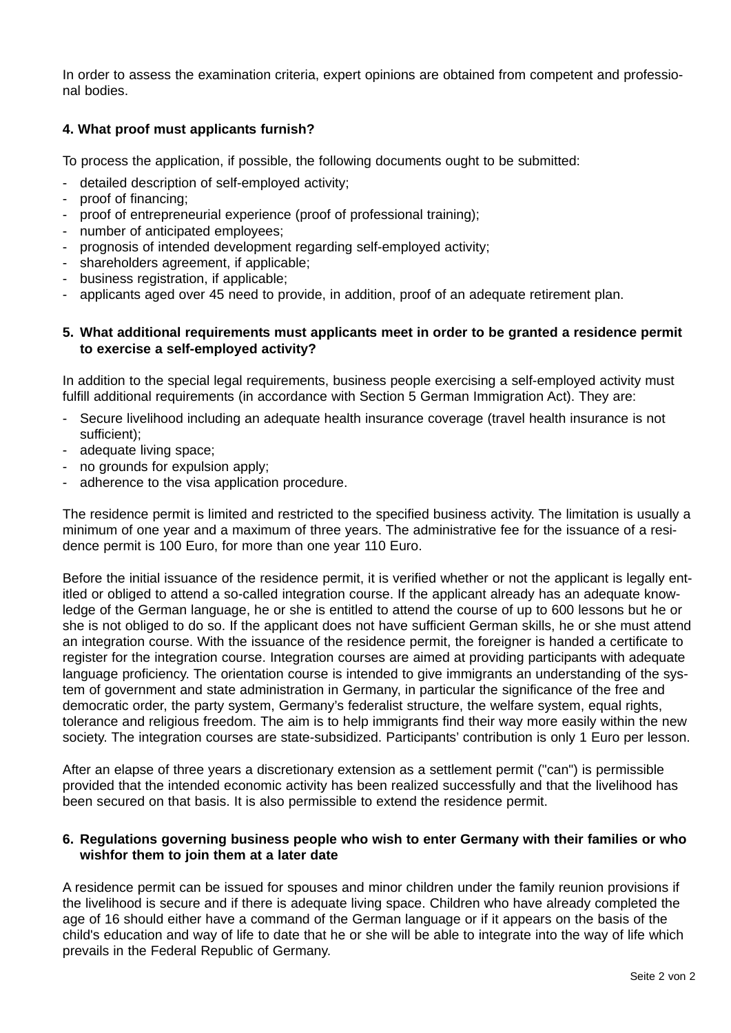In order to assess the examination criteria, expert opinions are obtained from competent and professional bodies.

#### 4. What proof must applicants furnish?

To process the application, if possible, the following documents ought to be submitted:

- detailed description of self-employed activity;
- proof of financing;
- proof of entrepreneurial experience (proof of professional training);
- number of anticipated employees;
- prognosis of intended development regarding self-employed activity;
- shareholders agreement, if applicable;
- business registration, if applicable;
- applicants aged over 45 need to provide, in addition, proof of an adequate retirement plan.

#### 5. What additional requirements must applicants meet in order to be granted a residence permit to exercise a self-employed activity?

In addition to the special legal requirements, business people exercising a self-employed activity must fulfill additional requirements (in accordance with Section 5 German Immigration Act). They are:

- Secure livelihood including an adequate health insurance coverage (travel health insurance is not sufficient);
- adequate living space;
- no grounds for expulsion apply;
- adherence to the visa application procedure.

The residence permit is limited and restricted to the specified business activity. The limitation is usually a minimum of one year and a maximum of three years. The administrative fee for the issuance of a residence permit is 100 Euro, for more than one year 110 Euro.

Before the initial issuance of the residence permit, it is verified whether or not the applicant is legally entitled or obliged to attend a so-called integration course. If the applicant already has an adequate knowledge of the German language, he or she is entitled to attend the course of up to 600 lessons but he or she is not obliged to do so. If the applicant does not have sufficient German skills, he or she must attend an integration course. With the issuance of the residence permit, the foreigner is handed a certificate to register for the integration course. Integration courses are aimed at providing participants with adequate language proficiency. The orientation course is intended to give immigrants an understanding of the system of government and state administration in Germany, in particular the significance of the free and democratic order, the party system, Germany's federalist structure, the welfare system, equal rights, tolerance and religious freedom. The aim is to help immigrants find their way more easily within the new society. The integration courses are state-subsidized. Participants' contribution is only 1 Euro per lesson.

After an elapse of three years a discretionary extension as a settlement permit ("can") is permissible provided that the intended economic activity has been realized successfully and that the livelihood has been secured on that basis. It is also permissible to extend the residence permit.

#### 6. Regulations governing business people who wish to enter Germany with their families or who wishfor them to join them at a later date

A residence permit can be issued for spouses and minor children under the family reunion provisions if the livelihood is secure and if there is adequate living space. Children who have already completed the age of 16 should either have a command of the German language or if it appears on the basis of the child's education and way of life to date that he or she will be able to integrate into the way of life which prevails in the Federal Republic of Germany.